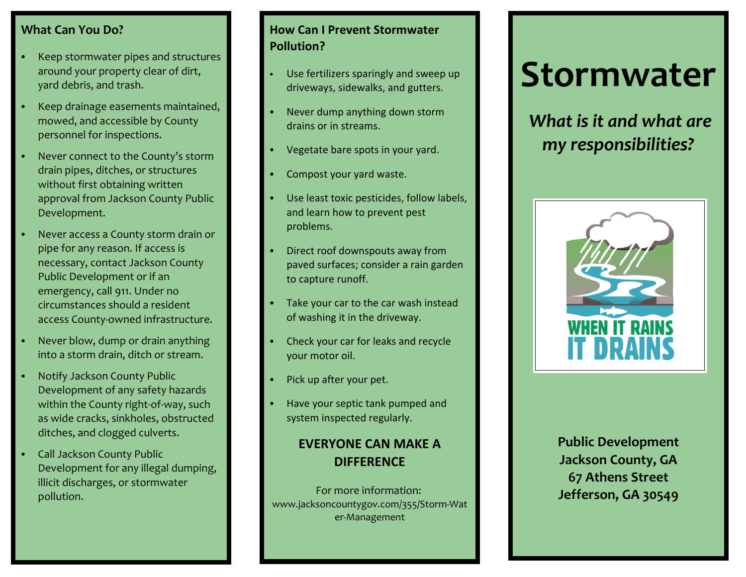## What Can You Do?

- Keep stormwater pipes and structures around your property clear of dirt, yard debris, and trash.
- Keep drainage easements maintained, mowed, and accessible by County personnel for inspections.
- Never connect to the County's storm drain pipes, ditches, or structures without first obtaining written approval from Jackson County Public Development.
- Never access a County storm drain or pipe for any reason. If access is necessary, contact Jackson County Public Development or if an emergency, call 911. Under no circumstances should a resident access County-owned infrastructure.
- Never blow, dump or drain anything into a storm drain, ditch or stream.
- Notify Jackson County Public Development of any safety hazards within the County right-of-way, such as wide cracks, sinkholes, obstructed ditches, and clogged culverts.
- Call Jackson County Public Development for any illegal dumping, illicit discharges, or stormwater pollution.

## How Can I Prevent Stormwater Pollution?

- Use fertilizers sparingly and sweep up driveways, sidewalks, and gutters.
- Never dump anything down storm drains or in streams.
- Vegetate bare spots in your yard.
- Compost your yard waste.
- Use least toxic pesticides, follow labels, and learn how to prevent pest problems.
- Direct roof downspouts away from paved surfaces; consider a rain garden to capture runoff.
- Take your car to the car wash instead of washing it in the driveway.
- Check your car for leaks and recycle your motor oil.
- Pick up after your pet.
- Have your septic tank pumped and system inspected regularly.

**EVERYONE CAN MAKE A DIFFERENCE**

For more information:
www.jacksoncountygov.com/355/Storm-Water-Management

# Stormwater

***What is it and what are my responsibilities?***

WHEN IT RAINS
IT DRAINS

**Public Development**
**Jackson County, GA**
**67 Athens Street**
**Jefferson, GA 30549**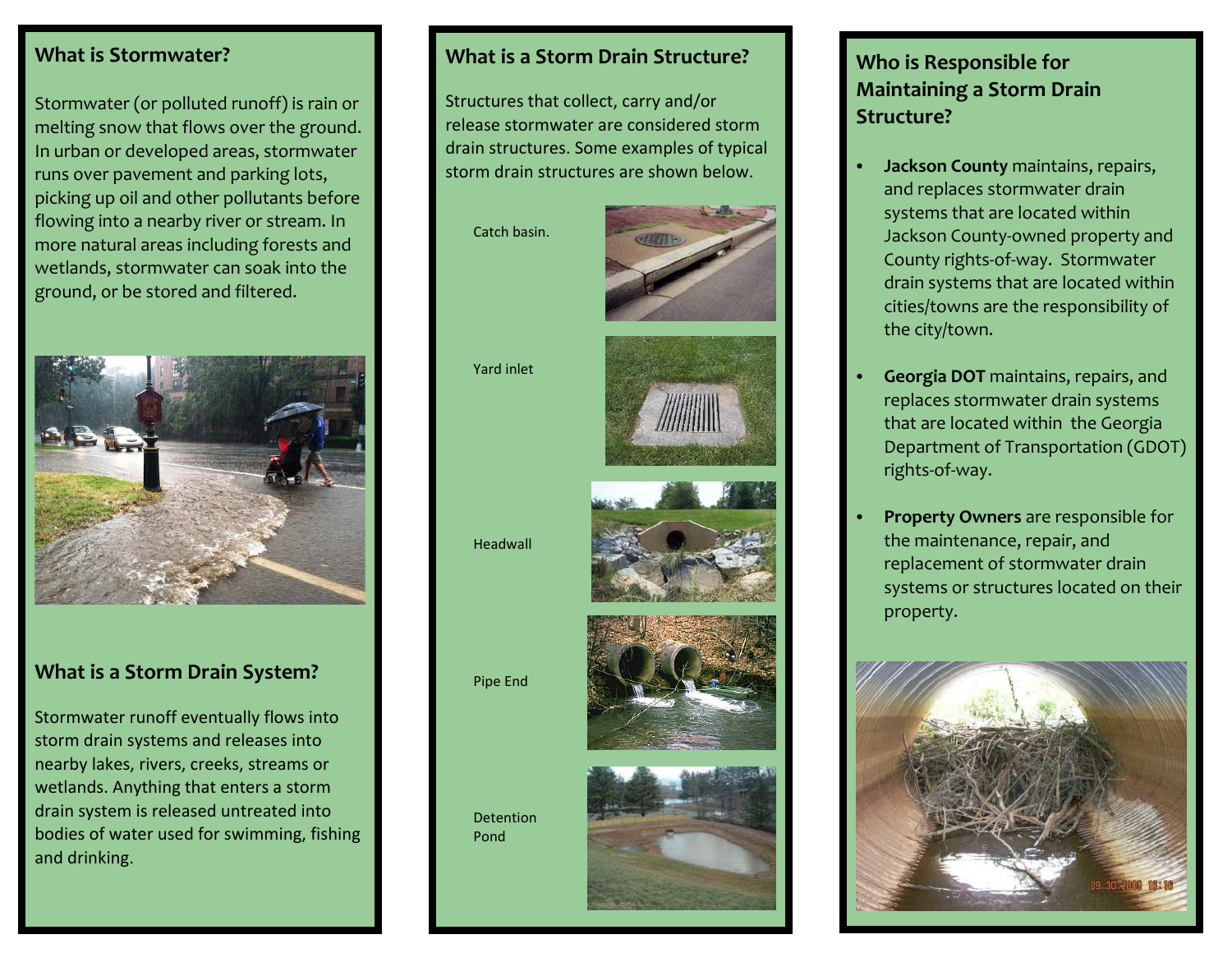## What is Stormwater?

Stormwater (or polluted runoff) is rain or melting snow that flows over the ground. In urban or developed areas, stormwater runs over pavement and parking lots, picking up oil and other pollutants before flowing into a nearby river or stream. In more natural areas including forests and wetlands, stormwater can soak into the ground, or be stored and filtered.

## What is a Storm Drain System?

Stormwater runoff eventually flows into storm drain systems and releases into nearby lakes, rivers, creeks, streams or wetlands. Anything that enters a storm drain system is released untreated into bodies of water used for swimming, fishing and drinking.

## What is a Storm Drain Structure?

Structures that collect, carry and/or release stormwater are considered storm drain structures. Some examples of typical storm drain structures are shown below.

Catch basin.

Yard inlet

Headwall

Pipe End

Detention Pond

## Who is Responsible for Maintaining a Storm Drain Structure?

- **Jackson County** maintains, repairs, and replaces stormwater drain systems that are located within Jackson County-owned property and County rights-of-way. Stormwater drain systems that are located within cities/towns are the responsibility of the city/town.
- **Georgia DOT** maintains, repairs, and replaces stormwater drain systems that are located within the Georgia Department of Transportation (GDOT) rights-of-way.
- **Property Owners** are responsible for the maintenance, repair, and replacement of stormwater drain systems or structures located on their property.